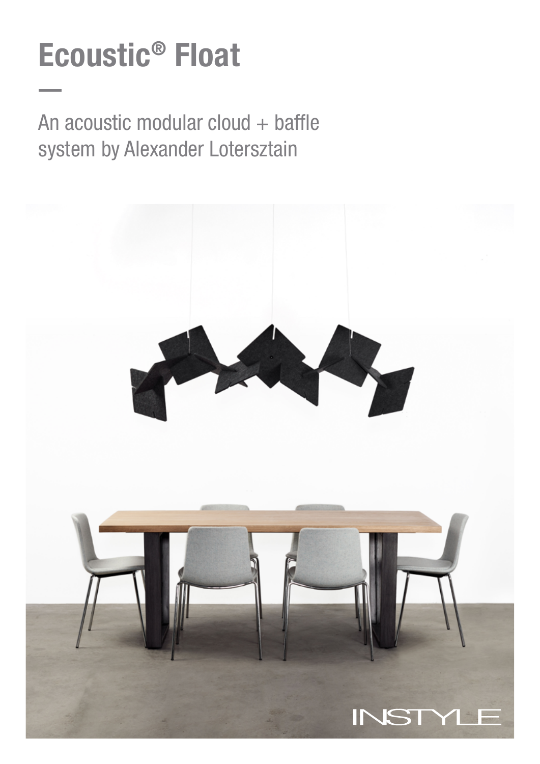# Ecoustic® Float

An acoustic modular cloud + baffle system by Alexander Lotersztain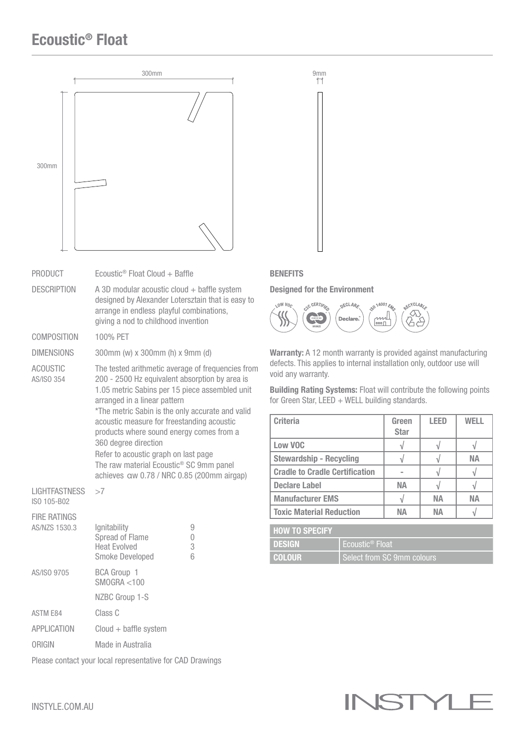# Ecoustic® Float

300mm

300mm

9mm

| | |
|---|---|
| PRODUCT | Ecoustic® Float Cloud + Baffle |
| DESCRIPTION | A 3D modular acoustic cloud + baffle system designed by Alexander Lotersztain that is easy to arrange in endless playful combinations, giving a nod to childhood invention |
| COMPOSITION | 100% PET |
| DIMENSIONS | 300mm (w) x 300mm (h) x 9mm (d) |
| ACOUSTIC AS/ISO 354 | The tested arithmetic average of frequencies from 200 - 2500 Hz equivalent absorption by area is 1.05 metric Sabins per 15 piece assembled unit arranged in a linear pattern<br>*The metric Sabin is the only accurate and valid acoustic measure for freestanding acoustic products where sound energy comes from a 360 degree direction<br>Refer to acoustic graph on last page<br>The raw material Ecoustic® SC 9mm panel achieves αw 0.78 / NRC 0.85 (200mm airgap) |
| LIGHTFASTNESS ISO 105-B02 | >7 |
| FIRE RATINGS AS/NZS 1530.3 | Ignitability 9<br>Spread of Flame 0<br>Heat Evolved 3<br>Smoke Developed 6 |
| AS/ISO 9705 | BCA Group 1<br>SMOGRA <100<br>NZBC Group 1-S |
| ASTM E84 | Class C |
| APPLICATION | Cloud + baffle system |
| ORIGIN | Made in Australia |

Please contact your local representative for CAD Drawings

**BENEFITS**

**Designed for the Environment**

LOW VOC · C2C CERTIFIED · DECLARE · ISO 14001 EMS · RECYCLABLE

**Warranty:** A 12 month warranty is provided against manufacturing defects. This applies to internal installation only, outdoor use will void any warranty.

**Building Rating Systems:** Float will contribute the following points for Green Star, LEED + WELL building standards.

| Criteria | Green Star | LEED | WELL |
|---|---|---|---|
| Low VOC | √ | √ | √ |
| Stewardship - Recycling | √ | √ | NA |
| Cradle to Cradle Certification | - | √ | √ |
| Declare Label | NA | √ | √ |
| Manufacturer EMS | √ | NA | NA |
| Toxic Material Reduction | NA | NA | √ |

| HOW TO SPECIFY | |
|---|---|
| DESIGN | Ecoustic® Float |
| COLOUR | Select from SC 9mm colours |

INSTYLE.COM.AU

INSTYLE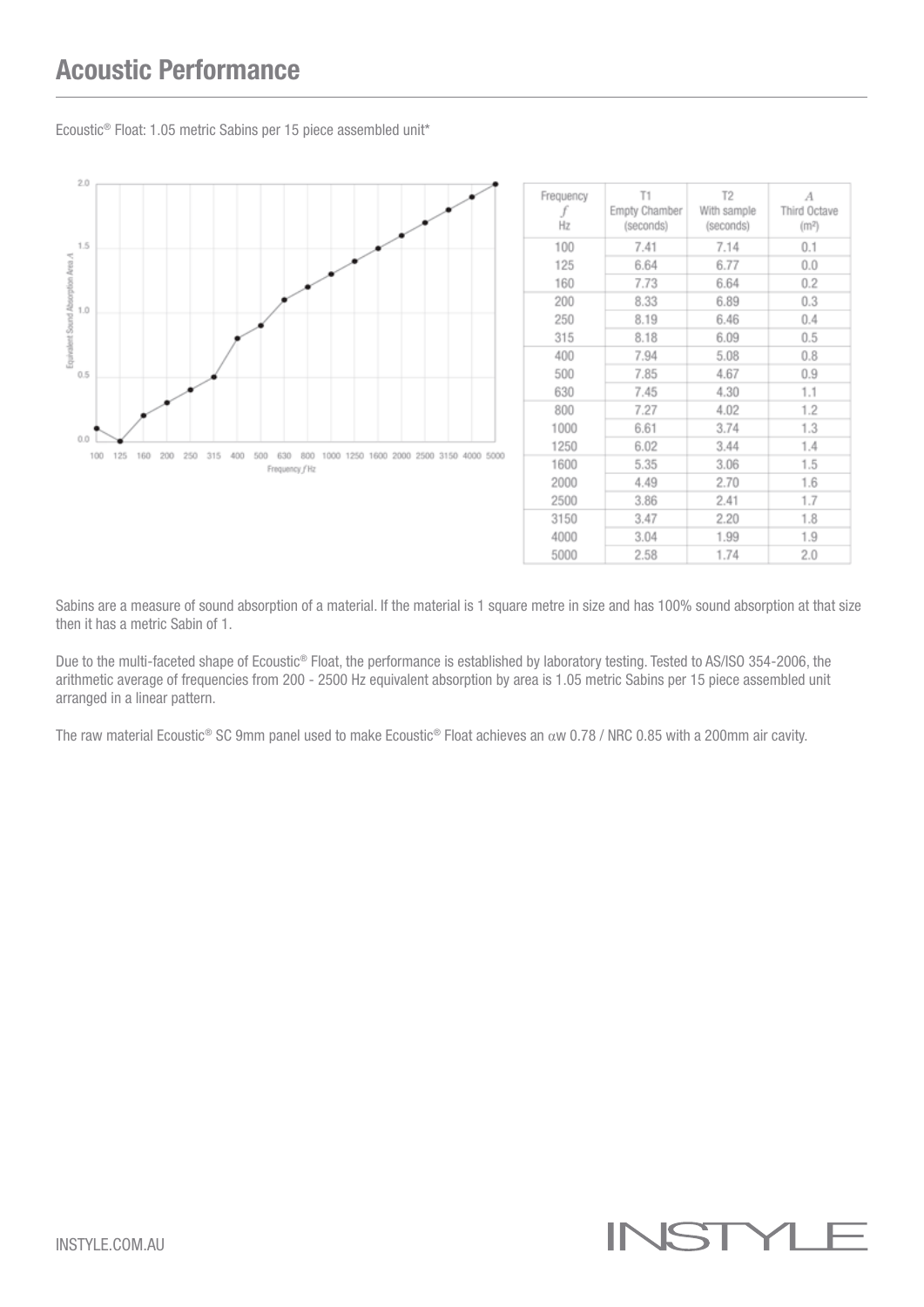## Acoustic Performance

Ecoustic® Float: 1.05 metric Sabins per 15 piece assembled unit*

| Frequency $f$ Hz | T1 Empty Chamber (seconds) | T2 With sample (seconds) | $A$ Third Octave ($m^2$) |
|---|---|---|---|
| 100 | 7.41 | 7.14 | 0.1 |
| 125 | 6.64 | 6.77 | 0.0 |
| 160 | 7.73 | 6.64 | 0.2 |
| 200 | 8.33 | 6.89 | 0.3 |
| 250 | 8.19 | 6.46 | 0.4 |
| 315 | 8.18 | 6.09 | 0.5 |
| 400 | 7.94 | 5.08 | 0.8 |
| 500 | 7.85 | 4.67 | 0.9 |
| 630 | 7.45 | 4.30 | 1.1 |
| 800 | 7.27 | 4.02 | 1.2 |
| 1000 | 6.61 | 3.74 | 1.3 |
| 1250 | 6.02 | 3.44 | 1.4 |
| 1600 | 5.35 | 3.06 | 1.5 |
| 2000 | 4.49 | 2.70 | 1.6 |
| 2500 | 3.86 | 2.41 | 1.7 |
| 3150 | 3.47 | 2.20 | 1.8 |
| 4000 | 3.04 | 1.99 | 1.9 |
| 5000 | 2.58 | 1.74 | 2.0 |

Sabins are a measure of sound absorption of a material. If the material is 1 square metre in size and has 100% sound absorption at that size then it has a metric Sabin of 1.

Due to the multi-faceted shape of Ecoustic® Float, the performance is established by laboratory testing. Tested to AS/ISO 354-2006, the arithmetic average of frequencies from 200 - 2500 Hz equivalent absorption by area is 1.05 metric Sabins per 15 piece assembled unit arranged in a linear pattern.

The raw material Ecoustic® SC 9mm panel used to make Ecoustic® Float achieves an $\alpha$w 0.78 / NRC 0.85 with a 200mm air cavity.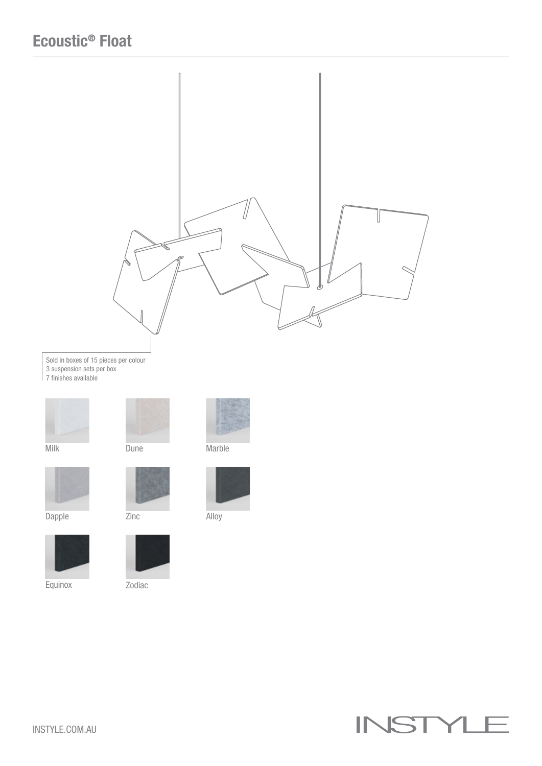# Ecoustic® Float

Sold in boxes of 15 pieces per colour
3 suspension sets per box
7 finishes available

Milk

Dune

Marble

Dapple

Zinc

Alloy

Equinox

Zodiac

INSTYLE.COM.AU

INSTYLE